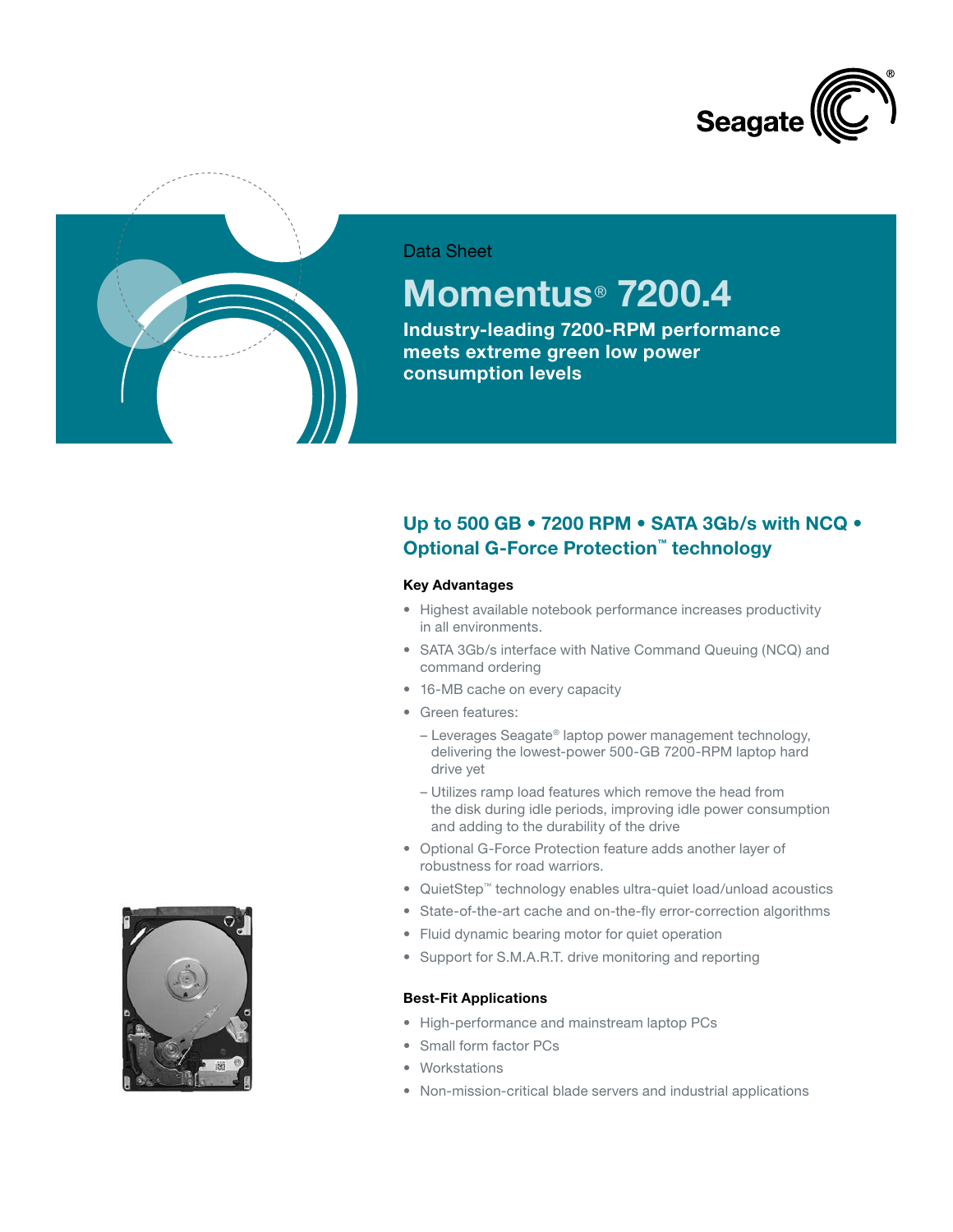Seagate®

Data Sheet

# Momentus® 7200.4

**Industry-leading 7200-RPM performance meets extreme green low power consumption levels**

## Up to 500 GB • 7200 RPM • SATA 3Gb/s with NCQ • Optional G-Force Protection™ technology

### Key Advantages

- Highest available notebook performance increases productivity in all environments.
- SATA 3Gb/s interface with Native Command Queuing (NCQ) and command ordering
- 16-MB cache on every capacity
- Green features:
  - Leverages Seagate® laptop power management technology, delivering the lowest-power 500-GB 7200-RPM laptop hard drive yet
  - Utilizes ramp load features which remove the head from the disk during idle periods, improving idle power consumption and adding to the durability of the drive
- Optional G-Force Protection feature adds another layer of robustness for road warriors.
- QuietStep™ technology enables ultra-quiet load/unload acoustics
- State-of-the-art cache and on-the-fly error-correction algorithms
- Fluid dynamic bearing motor for quiet operation
- Support for S.M.A.R.T. drive monitoring and reporting

### Best-Fit Applications

- High-performance and mainstream laptop PCs
- Small form factor PCs
- Workstations
- Non-mission-critical blade servers and industrial applications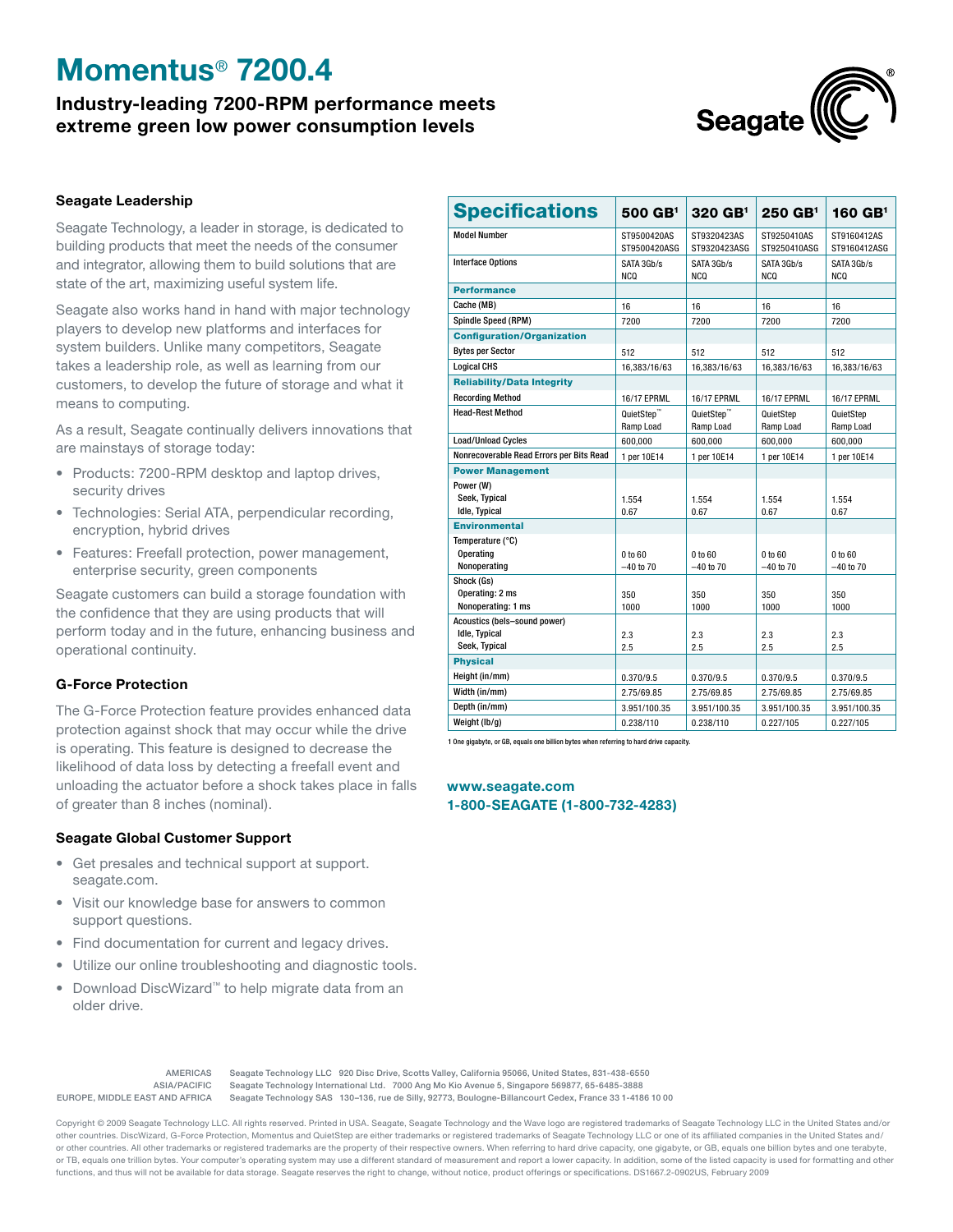# Momentus® 7200.4

## Industry-leading 7200-RPM performance meets extreme green low power consumption levels

Seagate

### Seagate Leadership

Seagate Technology, a leader in storage, is dedicated to building products that meet the needs of the consumer and integrator, allowing them to build solutions that are state of the art, maximizing useful system life.

Seagate also works hand in hand with major technology players to develop new platforms and interfaces for system builders. Unlike many competitors, Seagate takes a leadership role, as well as learning from our customers, to develop the future of storage and what it means to computing.

As a result, Seagate continually delivers innovations that are mainstays of storage today:

- Products: 7200-RPM desktop and laptop drives, security drives
- Technologies: Serial ATA, perpendicular recording, encryption, hybrid drives
- Features: Freefall protection, power management, enterprise security, green components

Seagate customers can build a storage foundation with the confidence that they are using products that will perform today and in the future, enhancing business and operational continuity.

### G-Force Protection

The G-Force Protection feature provides enhanced data protection against shock that may occur while the drive is operating. This feature is designed to decrease the likelihood of data loss by detecting a freefall event and unloading the actuator before a shock takes place in falls of greater than 8 inches (nominal).

### Seagate Global Customer Support

- Get presales and technical support at support.seagate.com.
- Visit our knowledge base for answers to common support questions.
- Find documentation for current and legacy drives.
- Utilize our online troubleshooting and diagnostic tools.
- Download DiscWizard™ to help migrate data from an older drive.

| Specifications | 500 GB[1] | 320 GB[1] | 250 GB[1] | 160 GB[1] |
|---|---|---|---|---|
| Model Number | ST9500420AS ST9500420ASG | ST9320423AS ST9320423ASG | ST9250410AS ST9250410ASG | ST9160412AS ST9160412ASG |
| Interface Options | SATA 3Gb/s NCQ | SATA 3Gb/s NCQ | SATA 3Gb/s NCQ | SATA 3Gb/s NCQ |
| **Performance** | | | | |
| Cache (MB) | 16 | 16 | 16 | 16 |
| Spindle Speed (RPM) | 7200 | 7200 | 7200 | 7200 |
| **Configuration/Organization** | | | | |
| Bytes per Sector | 512 | 512 | 512 | 512 |
| Logical CHS | 16,383/16/63 | 16,383/16/63 | 16,383/16/63 | 16,383/16/63 |
| **Reliability/Data Integrity** | | | | |
| Recording Method | 16/17 EPRML | 16/17 EPRML | 16/17 EPRML | 16/17 EPRML |
| Head-Rest Method | QuietStep™ Ramp Load | QuietStep™ Ramp Load | QuietStep Ramp Load | QuietStep Ramp Load |
| Load/Unload Cycles | 600,000 | 600,000 | 600,000 | 600,000 |
| Nonrecoverable Read Errors per Bits Read | 1 per 10E14 | 1 per 10E14 | 1 per 10E14 | 1 per 10E14 |
| **Power Management** | | | | |
| Power (W) | | | | |
| Seek, Typical | 1.554 | 1.554 | 1.554 | 1.554 |
| Idle, Typical | 0.67 | 0.67 | 0.67 | 0.67 |
| **Environmental** | | | | |
| Temperature (°C) | | | | |
| Operating | 0 to 60 | 0 to 60 | 0 to 60 | 0 to 60 |
| Nonoperating | –40 to 70 | –40 to 70 | –40 to 70 | –40 to 70 |
| Shock (Gs) | | | | |
| Operating: 2 ms | 350 | 350 | 350 | 350 |
| Nonoperating: 1 ms | 1000 | 1000 | 1000 | 1000 |
| Acoustics (bels–sound power) | | | | |
| Idle, Typical | 2.3 | 2.3 | 2.3 | 2.3 |
| Seek, Typical | 2.5 | 2.5 | 2.5 | 2.5 |
| **Physical** | | | | |
| Height (in/mm) | 0.370/9.5 | 0.370/9.5 | 0.370/9.5 | 0.370/9.5 |
| Width (in/mm) | 2.75/69.85 | 2.75/69.85 | 2.75/69.85 | 2.75/69.85 |
| Depth (in/mm) | 3.951/100.35 | 3.951/100.35 | 3.951/100.35 | 3.951/100.35 |
| Weight (lb/g) | 0.238/110 | 0.238/110 | 0.227/105 | 0.227/105 |

1 One gigabyte, or GB, equals one billion bytes when referring to hard drive capacity.

**www.seagate.com**
**1-800-SEAGATE (1-800-732-4283)**

AMERICAS Seagate Technology LLC 920 Disc Drive, Scotts Valley, California 95066, United States, 831-438-6550
ASIA/PACIFIC Seagate Technology International Ltd. 7000 Ang Mo Kio Avenue 5, Singapore 569877, 65-6485-3888
EUROPE, MIDDLE EAST AND AFRICA Seagate Technology SAS 130–136, rue de Silly, 92773, Boulogne-Billancourt Cedex, France 33 1-4186 10 00

Copyright © 2009 Seagate Technology LLC. All rights reserved. Printed in USA. Seagate, Seagate Technology and the Wave logo are registered trademarks of Seagate Technology LLC in the United States and/or other countries. DiscWizard, G-Force Protection, Momentus and QuietStep are either trademarks or registered trademarks of Seagate Technology LLC or one of its affiliated companies in the United States and/or other countries. All other trademarks or registered trademarks are the property of their respective owners. When referring to hard drive capacity, one gigabyte, or GB, equals one billion bytes and one terabyte, or TB, equals one trillion bytes. Your computer's operating system may use a different standard of measurement and report a lower capacity. In addition, some of the listed capacity is used for formatting and other functions, and thus will not be available for data storage. Seagate reserves the right to change, without notice, product offerings or specifications. DS1667.2-0902US, February 2009